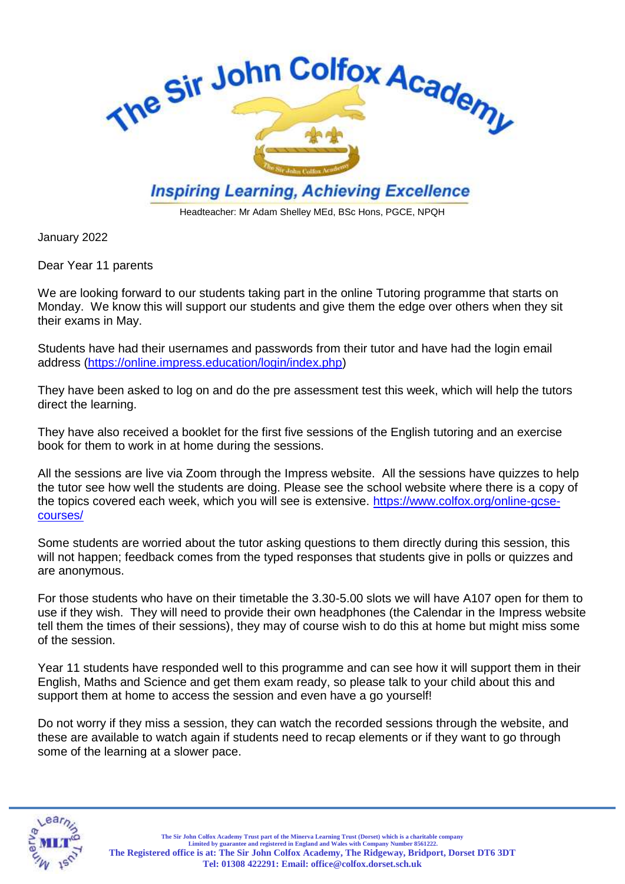# The Sir John Colfox Academy

*Inspiring Learning, Achieving Excellence*

Headteacher: Mr Adam Shelley MEd, BSc Hons, PGCE, NPQH

January 2022

Dear Year 11 parents

We are looking forward to our students taking part in the online Tutoring programme that starts on Monday. We know this will support our students and give them the edge over others when they sit their exams in May.

Students have had their usernames and passwords from their tutor and have had the login email address (https://online.impress.education/login/index.php)

They have been asked to log on and do the pre assessment test this week, which will help the tutors direct the learning.

They have also received a booklet for the first five sessions of the English tutoring and an exercise book for them to work in at home during the sessions.

All the sessions are live via Zoom through the Impress website. All the sessions have quizzes to help the tutor see how well the students are doing. Please see the school website where there is a copy of the topics covered each week, which you will see is extensive. https://www.colfox.org/online-gcse-courses/

Some students are worried about the tutor asking questions to them directly during this session, this will not happen; feedback comes from the typed responses that students give in polls or quizzes and are anonymous.

For those students who have on their timetable the 3.30-5.00 slots we will have A107 open for them to use if they wish. They will need to provide their own headphones (the Calendar in the Impress website tell them the times of their sessions), they may of course wish to do this at home but might miss some of the session.

Year 11 students have responded well to this programme and can see how it will support them in their English, Maths and Science and get them exam ready, so please talk to your child about this and support them at home to access the session and even have a go yourself!

Do not worry if they miss a session, they can watch the recorded sessions through the website, and these are available to watch again if students need to recap elements or if they want to go through some of the learning at a slower pace.

The Sir John Colfox Academy Trust part of the Minerva Learning Trust (Dorset) which is a charitable company Limited by guarantee and registered in England and Wales with Company Number 8561222.
The Registered office is at: The Sir John Colfox Academy, The Ridgeway, Bridport, Dorset DT6 3DT
Tel: 01308 422291: Email: office@colfox.dorset.sch.uk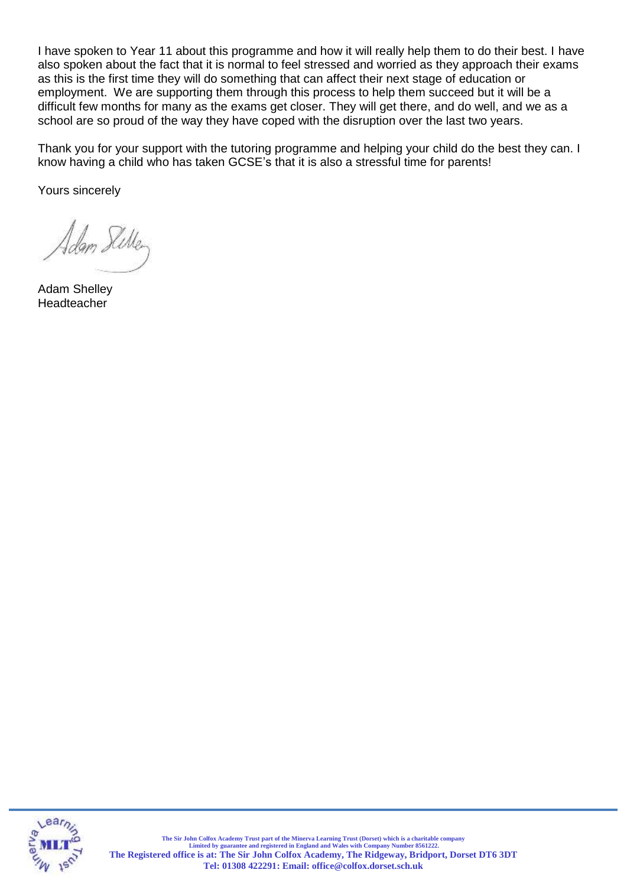I have spoken to Year 11 about this programme and how it will really help them to do their best. I have also spoken about the fact that it is normal to feel stressed and worried as they approach their exams as this is the first time they will do something that can affect their next stage of education or employment. We are supporting them through this process to help them succeed but it will be a difficult few months for many as the exams get closer. They will get there, and do well, and we as a school are so proud of the way they have coped with the disruption over the last two years.

Thank you for your support with the tutoring programme and helping your child do the best they can. I know having a child who has taken GCSE's that it is also a stressful time for parents!

Yours sincerely

Adam Shelley
Headteacher

The Sir John Colfox Academy Trust part of the Minerva Learning Trust (Dorset) which is a charitable company
Limited by guarantee and registered in England and Wales with Company Number 8561222.
**The Registered office is at: The Sir John Colfox Academy, The Ridgeway, Bridport, Dorset DT6 3DT**
**Tel: 01308 422291: Email: office@colfox.dorset.sch.uk**